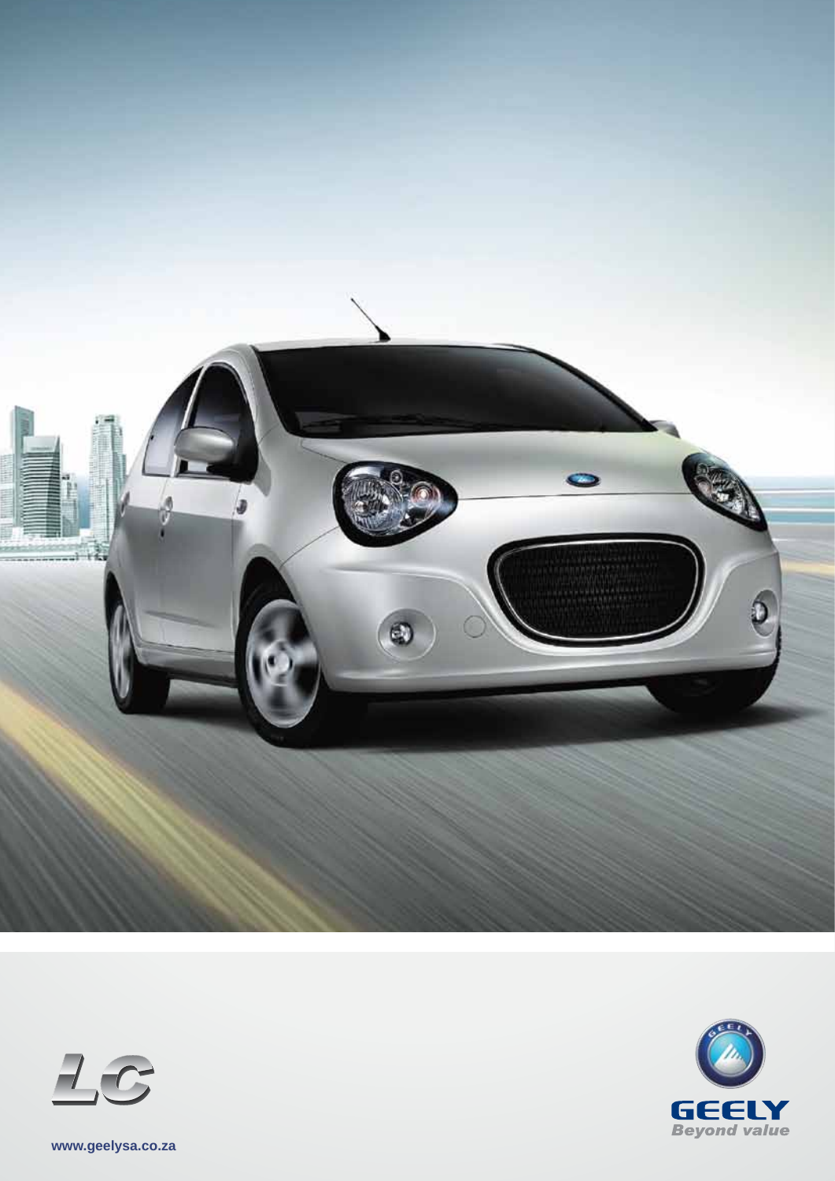LC

GEELY

*Beyond value*

www.geelysa.co.za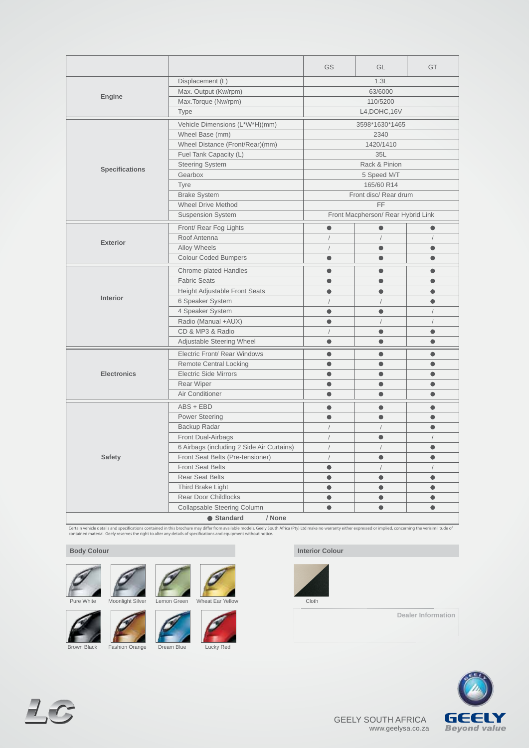| | | GS | GL | GT |
|---|---|---|---|---|
| Engine | Displacement (L) | 1.3L | | |
| | Max. Output (Kw/rpm) | 63/6000 | | |
| | Max.Torque (Nw/rpm) | 110/5200 | | |
| | Type | L4,DOHC,16V | | |
| Specifications | Vehicle Dimensions (L*W*H)(mm) | 3598*1630*1465 | | |
| | Wheel Base (mm) | 2340 | | |
| | Wheel Distance (Front/Rear)(mm) | 1420/1410 | | |
| | Fuel Tank Capacity (L) | 35L | | |
| | Steering System | Rack & Pinion | | |
| | Gearbox | 5 Speed M/T | | |
| | Tyre | 165/60 R14 | | |
| | Brake System | Front disc/ Rear drum | | |
| | Wheel Drive Method | FF | | |
| | Suspension System | Front Macpherson/ Rear Hybrid Link | | |
| Exterior | Front/ Rear Fog Lights | ● | ● | ● |
| | Roof Antenna | / | / | / |
| | Alloy Wheels | / | ● | ● |
| | Colour Coded Bumpers | ● | ● | ● |
| Interior | Chrome-plated Handles | ● | ● | ● |
| | Fabric Seats | ● | ● | ● |
| | Height Adjustable Front Seats | ● | ● | ● |
| | 6 Speaker System | / | / | ● |
| | 4 Speaker System | ● | ● | / |
| | Radio (Manual +AUX) | ● | / | / |
| | CD & MP3 & Radio | / | ● | ● |
| | Adjustable Steering Wheel | ● | ● | ● |
| Electronics | Electric Front/ Rear Windows | ● | ● | ● |
| | Remote Central Locking | ● | ● | ● |
| | Electric Side Mirrors | ● | ● | ● |
| | Rear Wiper | ● | ● | ● |
| | Air Conditioner | ● | ● | ● |
| Safety | ABS + EBD | ● | ● | ● |
| | Power Steering | ● | ● | ● |
| | Backup Radar | / | / | ● |
| | Front Dual-Airbags | / | ● | / |
| | 6 Airbags (including 2 Side Air Curtains) | / | / | ● |
| | Front Seat Belts (Pre-tensioner) | / | ● | ● |
| | Front Seat Belts | ● | / | / |
| | Rear Seat Belts | ● | ● | ● |
| | Third Brake Light | ● | ● | ● |
| | Rear Door Childlocks | ● | ● | ● |
| | Collapsable Steering Column | ● | ● | ● |

● **Standard** / **None**

Certain vehicle details and specifications contained in this brochure may differ from available models. Geely South Africa (Pty) Ltd make no warranty either expressed or implied, concerning the verisimilitude of contained material. Geely reserves the right to alter any details of specifications and equipment without notice.

## Body Colour

Pure White

Moonlight Silver

Lemon Green

Wheat Ear Yellow

Brown Black

Fashion Orange

Dream Blue

Lucky Red

## Interior Colour

Cloth

Dealer Information

LC

GEELY SOUTH AFRICA
www.geelysa.co.za

GEELY
Beyond value